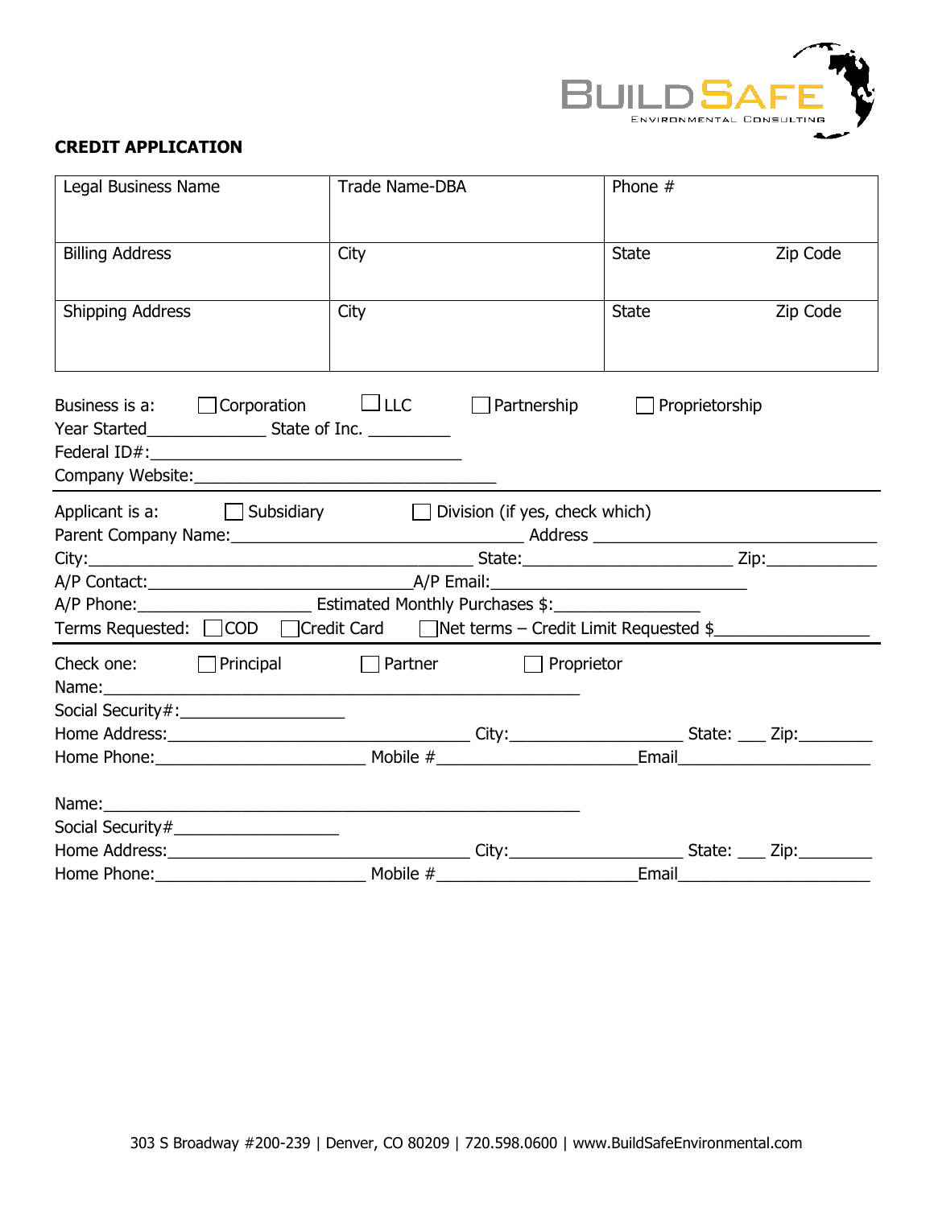BUILD SAFE
ENVIRONMENTAL CONSULTING

**CREDIT APPLICATION**

| Legal Business Name | Trade Name-DBA | Phone # | |
|---|---|---|---|
| Billing Address | City | State | Zip Code |
| Shipping Address | City | State | Zip Code |

Business is a: ☐ Corporation ☐ LLC ☐ Partnership ☐ Proprietorship
Year Started_____________ State of Inc. _________
Federal ID#:_________________________________
Company Website:_________________________________

Applicant is a: ☐ Subsidiary ☐ Division (if yes, check which)
Parent Company Name:_________________________________ Address _____________________________
City:_____________________________________________ State:_______________________ Zip:____________
A/P Contact:______________________________A/P Email:____________________________
A/P Phone:___________________ Estimated Monthly Purchases $:________________
Terms Requested: ☐ COD ☐ Credit Card ☐ Net terms – Credit Limit Requested $________________

Check one: ☐ Principal ☐ Partner ☐ Proprietor
Name:______________________________________________________
Social Security#:__________________
Home Address:__________________________________ City:___________________ State: ___ Zip:________
Home Phone:_______________________ Mobile #______________________Email_____________________

Name:______________________________________________________
Social Security#__________________
Home Address:__________________________________ City:___________________ State: ___ Zip:________
Home Phone:_______________________ Mobile #______________________Email_____________________

303 S Broadway #200-239 | Denver, CO 80209 | 720.598.0600 | www.BuildSafeEnvironmental.com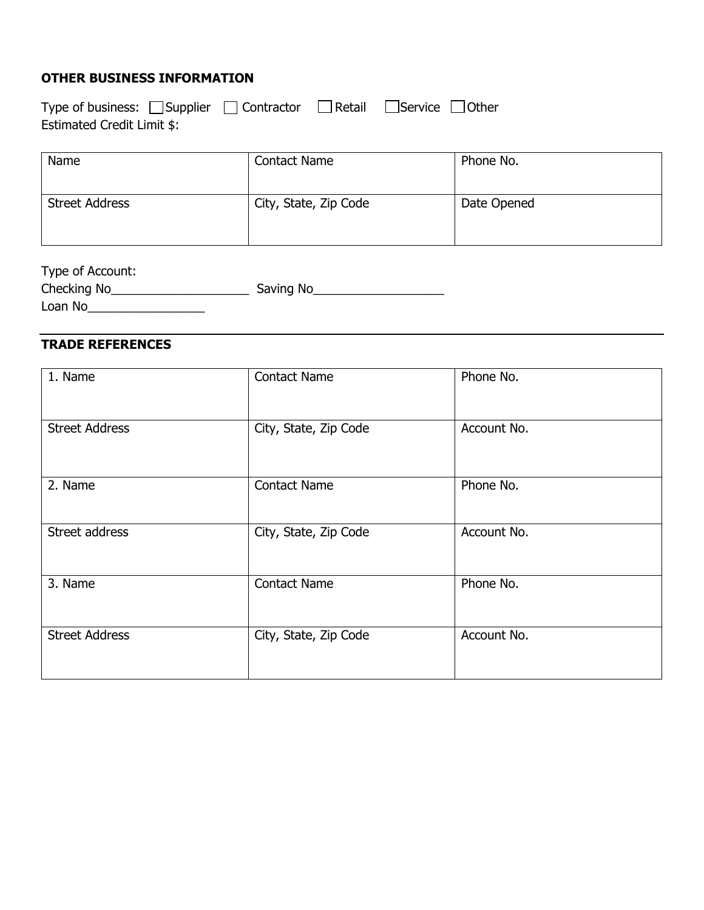**OTHER BUSINESS INFORMATION**

Type of business: ☐ Supplier ☐ Contractor ☐ Retail ☐ Service ☐ Other
Estimated Credit Limit $:

| Name | Contact Name | Phone No. |
|---|---|---|
| Street Address | City, State, Zip Code | Date Opened |

Type of Account:
Checking No____________________ Saving No___________________
Loan No_________________

---

**TRADE REFERENCES**

| 1. Name | Contact Name | Phone No. |
|---|---|---|
| Street Address | City, State, Zip Code | Account No. |
| 2. Name | Contact Name | Phone No. |
| Street address | City, State, Zip Code | Account No. |
| 3. Name | Contact Name | Phone No. |
| Street Address | City, State, Zip Code | Account No. |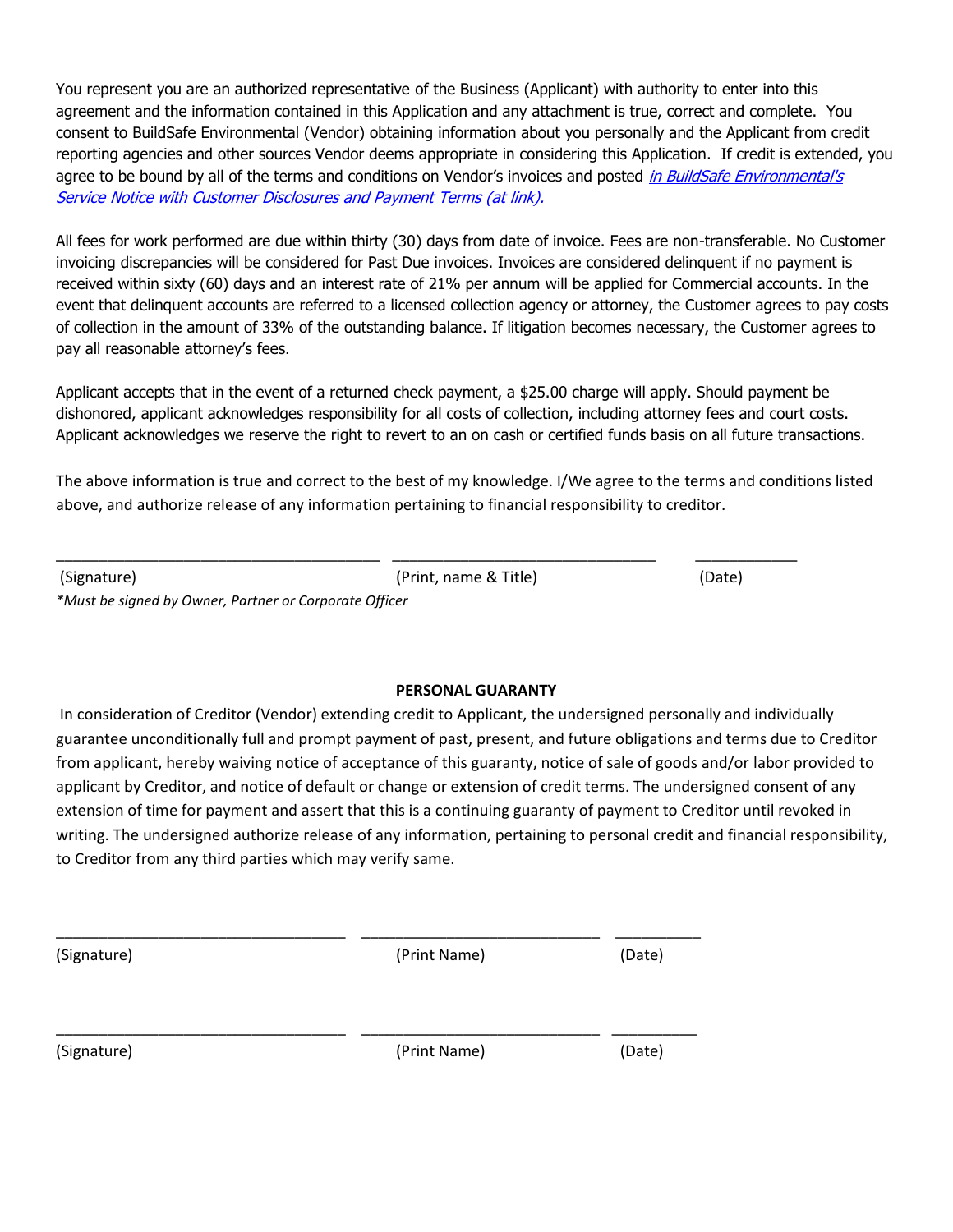You represent you are an authorized representative of the Business (Applicant) with authority to enter into this agreement and the information contained in this Application and any attachment is true, correct and complete. You consent to BuildSafe Environmental (Vendor) obtaining information about you personally and the Applicant from credit reporting agencies and other sources Vendor deems appropriate in considering this Application. If credit is extended, you agree to be bound by all of the terms and conditions on Vendor's invoices and posted *in BuildSafe Environmental's Service Notice with Customer Disclosures and Payment Terms (at link).*

All fees for work performed are due within thirty (30) days from date of invoice. Fees are non-transferable. No Customer invoicing discrepancies will be considered for Past Due invoices. Invoices are considered delinquent if no payment is received within sixty (60) days and an interest rate of 21% per annum will be applied for Commercial accounts. In the event that delinquent accounts are referred to a licensed collection agency or attorney, the Customer agrees to pay costs of collection in the amount of 33% of the outstanding balance. If litigation becomes necessary, the Customer agrees to pay all reasonable attorney's fees.

Applicant accepts that in the event of a returned check payment, a $25.00 charge will apply. Should payment be dishonored, applicant acknowledges responsibility for all costs of collection, including attorney fees and court costs. Applicant acknowledges we reserve the right to revert to an on cash or certified funds basis on all future transactions.

The above information is true and correct to the best of my knowledge. I/We agree to the terms and conditions listed above, and authorize release of any information pertaining to financial responsibility to creditor.

______________________________________ ______________________________ ____________

(Signature) (Print, name & Title) (Date)

*\*Must be signed by Owner, Partner or Corporate Officer*

**PERSONAL GUARANTY**

In consideration of Creditor (Vendor) extending credit to Applicant, the undersigned personally and individually guarantee unconditionally full and prompt payment of past, present, and future obligations and terms due to Creditor from applicant, hereby waiving notice of acceptance of this guaranty, notice of sale of goods and/or labor provided to applicant by Creditor, and notice of default or change or extension of credit terms. The undersigned consent of any extension of time for payment and assert that this is a continuing guaranty of payment to Creditor until revoked in writing. The undersigned authorize release of any information, pertaining to personal credit and financial responsibility, to Creditor from any third parties which may verify same.

__________________________________ ___________________________ __________

(Signature) (Print Name) (Date)

__________________________________ ___________________________ __________

(Signature) (Print Name) (Date)